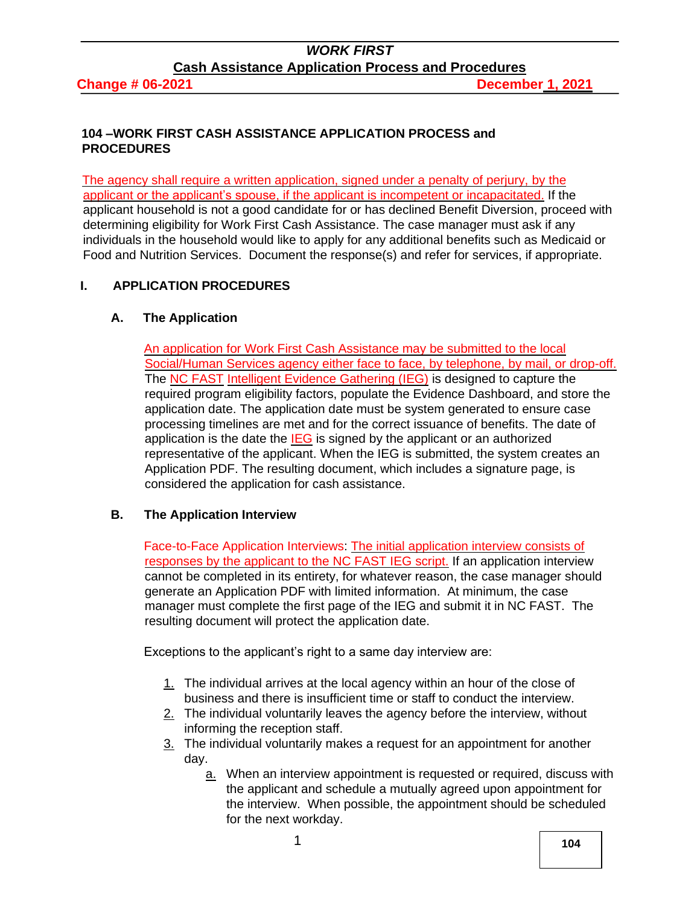# 104 –WORK FIRST CASH ASSISTANCE APPLICATION PROCESS and PROCEDURES

The agency shall require a written application, signed under a penalty of perjury, by the applicant or the applicant's spouse, if the applicant is incompetent or incapacitated. If the applicant household is not a good candidate for or has declined Benefit Diversion, proceed with determining eligibility for Work First Cash Assistance. The case manager must ask if any individuals in the household would like to apply for any additional benefits such as Medicaid or Food and Nutrition Services. Document the response(s) and refer for services, if appropriate.

## I. APPLICATION PROCEDURES

### A. The Application

An application for Work First Cash Assistance may be submitted to the local Social/Human Services agency either face to face, by telephone, by mail, or drop-off. The NC FAST Intelligent Evidence Gathering (IEG) is designed to capture the required program eligibility factors, populate the Evidence Dashboard, and store the application date. The application date must be system generated to ensure case processing timelines are met and for the correct issuance of benefits. The date of application is the date the IEG is signed by the applicant or an authorized representative of the applicant. When the IEG is submitted, the system creates an Application PDF. The resulting document, which includes a signature page, is considered the application for cash assistance.

### B. The Application Interview

Face-to-Face Application Interviews: The initial application interview consists of responses by the applicant to the NC FAST IEG script. If an application interview cannot be completed in its entirety, for whatever reason, the case manager should generate an Application PDF with limited information. At minimum, the case manager must complete the first page of the IEG and submit it in NC FAST. The resulting document will protect the application date.

Exceptions to the applicant's right to a same day interview are:

1. The individual arrives at the local agency within an hour of the close of business and there is insufficient time or staff to conduct the interview.
2. The individual voluntarily leaves the agency before the interview, without informing the reception staff.
3. The individual voluntarily makes a request for an appointment for another day.
   a. When an interview appointment is requested or required, discuss with the applicant and schedule a mutually agreed upon appointment for the interview. When possible, the appointment should be scheduled for the next workday.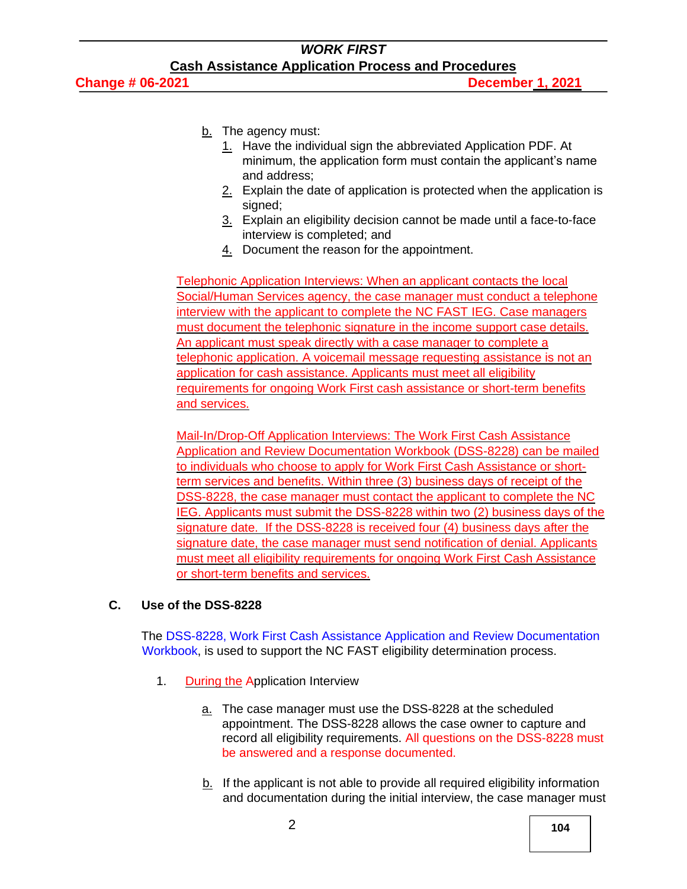b. The agency must:
   1. Have the individual sign the abbreviated Application PDF. At minimum, the application form must contain the applicant's name and address;
   2. Explain the date of application is protected when the application is signed;
   3. Explain an eligibility decision cannot be made until a face-to-face interview is completed; and
   4. Document the reason for the appointment.

Telephonic Application Interviews: When an applicant contacts the local Social/Human Services agency, the case manager must conduct a telephone interview with the applicant to complete the NC FAST IEG. Case managers must document the telephonic signature in the income support case details. An applicant must speak directly with a case manager to complete a telephonic application. A voicemail message requesting assistance is not an application for cash assistance. Applicants must meet all eligibility requirements for ongoing Work First cash assistance or short-term benefits and services.

Mail-In/Drop-Off Application Interviews: The Work First Cash Assistance Application and Review Documentation Workbook (DSS-8228) can be mailed to individuals who choose to apply for Work First Cash Assistance or short-term services and benefits. Within three (3) business days of receipt of the DSS-8228, the case manager must contact the applicant to complete the NC IEG. Applicants must submit the DSS-8228 within two (2) business days of the signature date. If the DSS-8228 is received four (4) business days after the signature date, the case manager must send notification of denial. Applicants must meet all eligibility requirements for ongoing Work First Cash Assistance or short-term benefits and services.

### C. Use of the DSS-8228

The DSS-8228, Work First Cash Assistance Application and Review Documentation Workbook, is used to support the NC FAST eligibility determination process.

1. During the Application Interview

   a. The case manager must use the DSS-8228 at the scheduled appointment. The DSS-8228 allows the case owner to capture and record all eligibility requirements. All questions on the DSS-8228 must be answered and a response documented.

   b. If the applicant is not able to provide all required eligibility information and documentation during the initial interview, the case manager must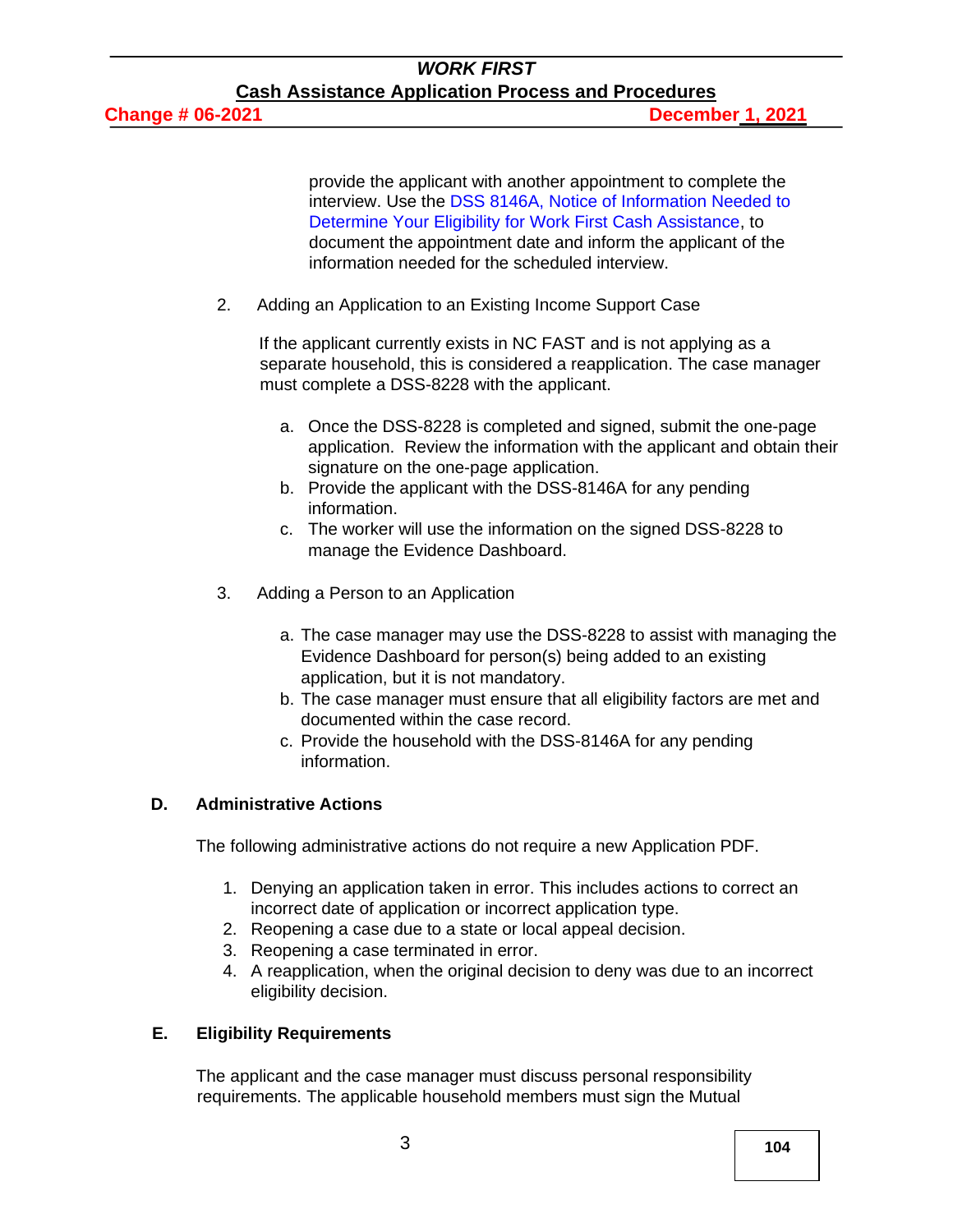provide the applicant with another appointment to complete the interview. Use the DSS 8146A, Notice of Information Needed to Determine Your Eligibility for Work First Cash Assistance, to document the appointment date and inform the applicant of the information needed for the scheduled interview.

2. Adding an Application to an Existing Income Support Case

   If the applicant currently exists in NC FAST and is not applying as a separate household, this is considered a reapplication. The case manager must complete a DSS-8228 with the applicant.

   a. Once the DSS-8228 is completed and signed, submit the one-page application. Review the information with the applicant and obtain their signature on the one-page application.
   b. Provide the applicant with the DSS-8146A for any pending information.
   c. The worker will use the information on the signed DSS-8228 to manage the Evidence Dashboard.

3. Adding a Person to an Application

   a. The case manager may use the DSS-8228 to assist with managing the Evidence Dashboard for person(s) being added to an existing application, but it is not mandatory.
   b. The case manager must ensure that all eligibility factors are met and documented within the case record.
   c. Provide the household with the DSS-8146A for any pending information.

**D. Administrative Actions**

The following administrative actions do not require a new Application PDF.

1. Denying an application taken in error. This includes actions to correct an incorrect date of application or incorrect application type.
2. Reopening a case due to a state or local appeal decision.
3. Reopening a case terminated in error.
4. A reapplication, when the original decision to deny was due to an incorrect eligibility decision.

**E. Eligibility Requirements**

The applicant and the case manager must discuss personal responsibility requirements. The applicable household members must sign the Mutual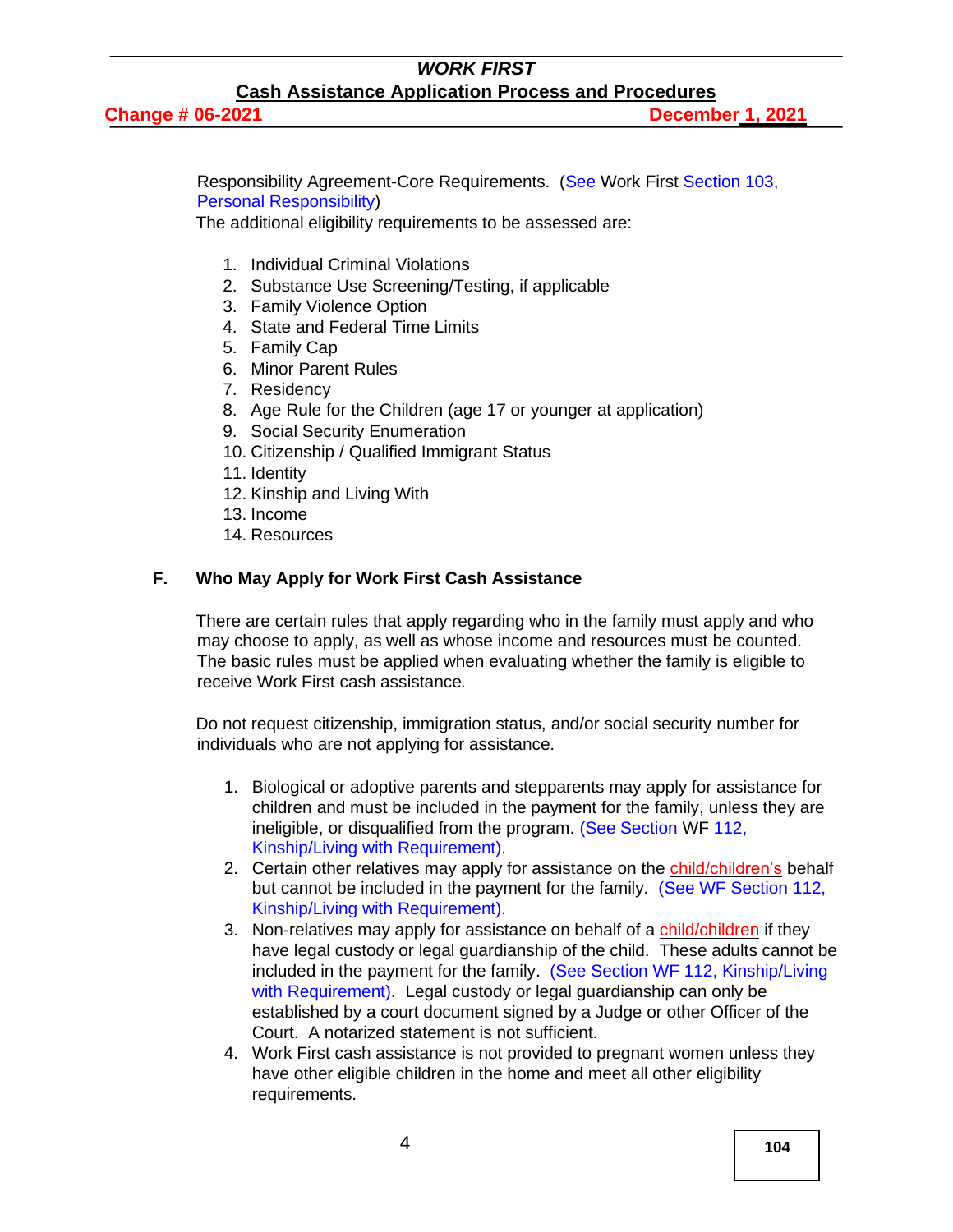Responsibility Agreement-Core Requirements. (See Work First Section 103, Personal Responsibility)

The additional eligibility requirements to be assessed are:

1. Individual Criminal Violations
2. Substance Use Screening/Testing, if applicable
3. Family Violence Option
4. State and Federal Time Limits
5. Family Cap
6. Minor Parent Rules
7. Residency
8. Age Rule for the Children (age 17 or younger at application)
9. Social Security Enumeration
10. Citizenship / Qualified Immigrant Status
11. Identity
12. Kinship and Living With
13. Income
14. Resources

### F. Who May Apply for Work First Cash Assistance

There are certain rules that apply regarding who in the family must apply and who may choose to apply, as well as whose income and resources must be counted. The basic rules must be applied when evaluating whether the family is eligible to receive Work First cash assistance.

Do not request citizenship, immigration status, and/or social security number for individuals who are not applying for assistance.

1. Biological or adoptive parents and stepparents may apply for assistance for children and must be included in the payment for the family, unless they are ineligible, or disqualified from the program. (See Section WF 112, Kinship/Living with Requirement).
2. Certain other relatives may apply for assistance on the child/children's behalf but cannot be included in the payment for the family. (See WF Section 112, Kinship/Living with Requirement).
3. Non-relatives may apply for assistance on behalf of a child/children if they have legal custody or legal guardianship of the child. These adults cannot be included in the payment for the family. (See Section WF 112, Kinship/Living with Requirement). Legal custody or legal guardianship can only be established by a court document signed by a Judge or other Officer of the Court. A notarized statement is not sufficient.
4. Work First cash assistance is not provided to pregnant women unless they have other eligible children in the home and meet all other eligibility requirements.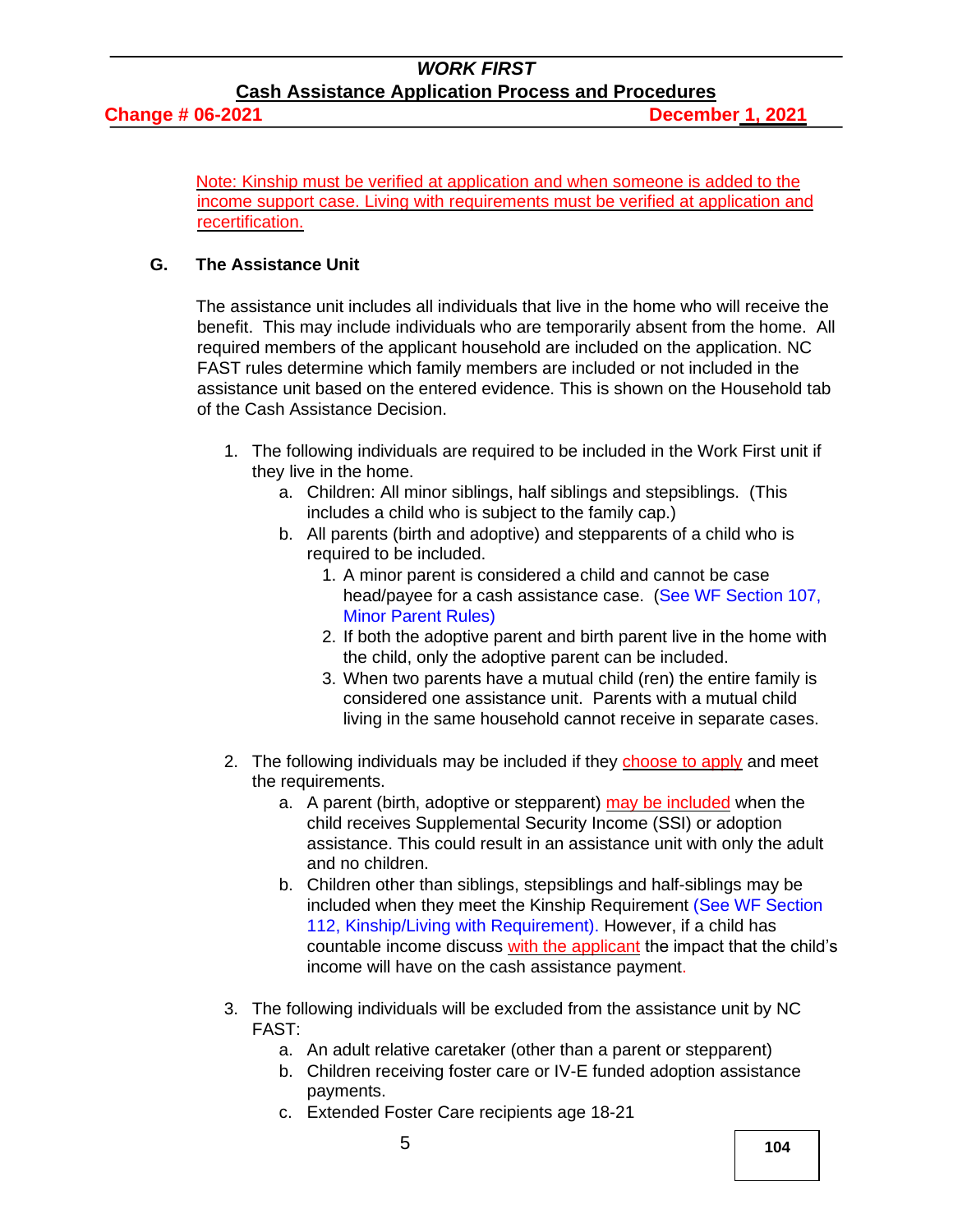Note: Kinship must be verified at application and when someone is added to the income support case. Living with requirements must be verified at application and recertification.

## G. The Assistance Unit

The assistance unit includes all individuals that live in the home who will receive the benefit. This may include individuals who are temporarily absent from the home. All required members of the applicant household are included on the application. NC FAST rules determine which family members are included or not included in the assistance unit based on the entered evidence. This is shown on the Household tab of the Cash Assistance Decision.

1. The following individuals are required to be included in the Work First unit if they live in the home.
   a. Children: All minor siblings, half siblings and stepsiblings. (This includes a child who is subject to the family cap.)
   b. All parents (birth and adoptive) and stepparents of a child who is required to be included.
      1. A minor parent is considered a child and cannot be case head/payee for a cash assistance case. (See WF Section 107, Minor Parent Rules)
      2. If both the adoptive parent and birth parent live in the home with the child, only the adoptive parent can be included.
      3. When two parents have a mutual child (ren) the entire family is considered one assistance unit. Parents with a mutual child living in the same household cannot receive in separate cases.

2. The following individuals may be included if they choose to apply and meet the requirements.
   a. A parent (birth, adoptive or stepparent) may be included when the child receives Supplemental Security Income (SSI) or adoption assistance. This could result in an assistance unit with only the adult and no children.
   b. Children other than siblings, stepsiblings and half-siblings may be included when they meet the Kinship Requirement (See WF Section 112, Kinship/Living with Requirement). However, if a child has countable income discuss with the applicant the impact that the child's income will have on the cash assistance payment.

3. The following individuals will be excluded from the assistance unit by NC FAST:
   a. An adult relative caretaker (other than a parent or stepparent)
   b. Children receiving foster care or IV-E funded adoption assistance payments.
   c. Extended Foster Care recipients age 18-21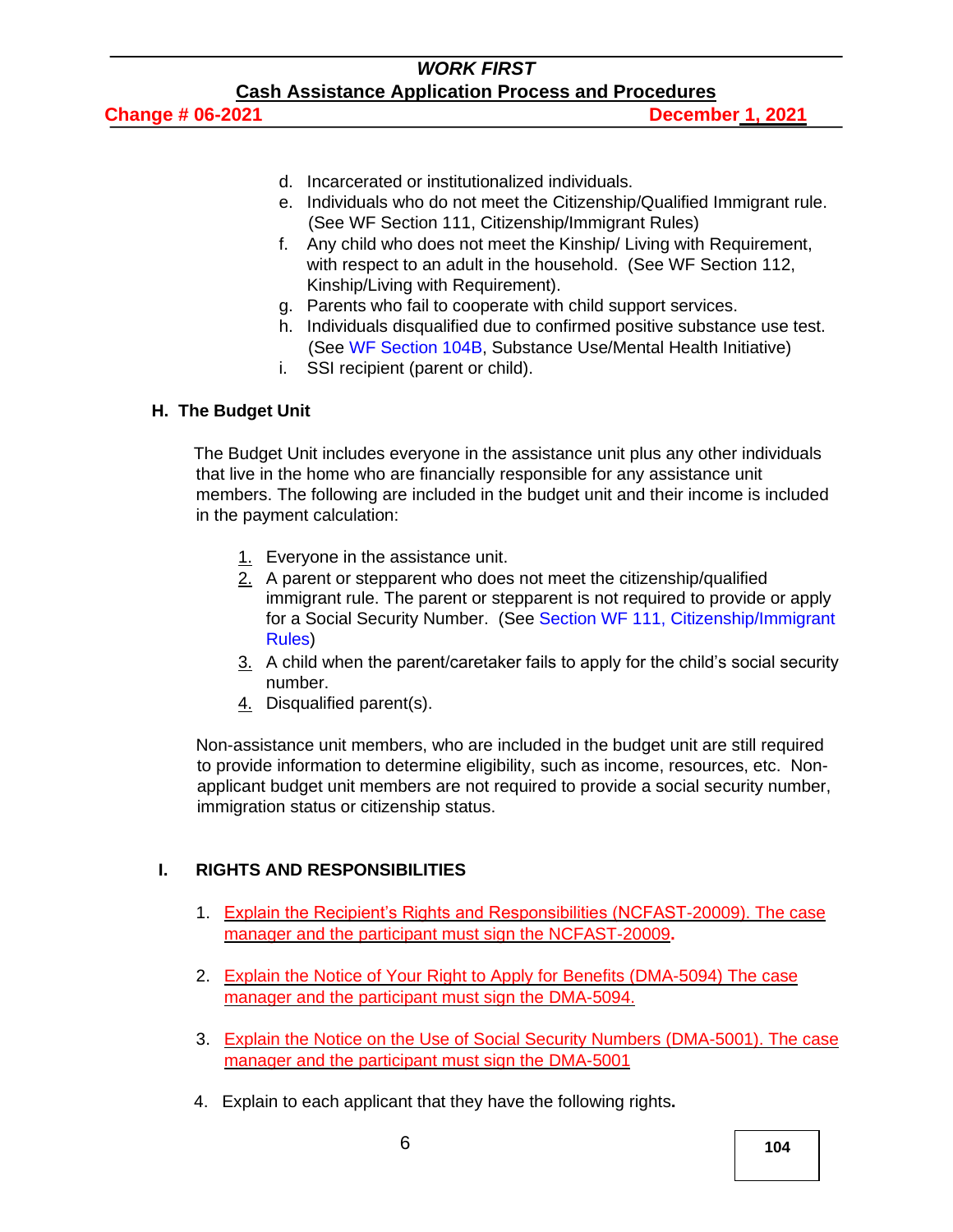d. Incarcerated or institutionalized individuals.
e. Individuals who do not meet the Citizenship/Qualified Immigrant rule. (See WF Section 111, Citizenship/Immigrant Rules)
f. Any child who does not meet the Kinship/ Living with Requirement, with respect to an adult in the household. (See WF Section 112, Kinship/Living with Requirement).
g. Parents who fail to cooperate with child support services.
h. Individuals disqualified due to confirmed positive substance use test. (See WF Section 104B, Substance Use/Mental Health Initiative)
i. SSI recipient (parent or child).

### H. The Budget Unit

The Budget Unit includes everyone in the assistance unit plus any other individuals that live in the home who are financially responsible for any assistance unit members. The following are included in the budget unit and their income is included in the payment calculation:

1. Everyone in the assistance unit.
2. A parent or stepparent who does not meet the citizenship/qualified immigrant rule. The parent or stepparent is not required to provide or apply for a Social Security Number. (See Section WF 111, Citizenship/Immigrant Rules)
3. A child when the parent/caretaker fails to apply for the child's social security number.
4. Disqualified parent(s).

Non-assistance unit members, who are included in the budget unit are still required to provide information to determine eligibility, such as income, resources, etc. Non-applicant budget unit members are not required to provide a social security number, immigration status or citizenship status.

### I. RIGHTS AND RESPONSIBILITIES

1. Explain the Recipient's Rights and Responsibilities (NCFAST-20009). The case manager and the participant must sign the NCFAST-20009.

2. Explain the Notice of Your Right to Apply for Benefits (DMA-5094) The case manager and the participant must sign the DMA-5094.

3. Explain the Notice on the Use of Social Security Numbers (DMA-5001). The case manager and the participant must sign the DMA-5001

4. Explain to each applicant that they have the following rights.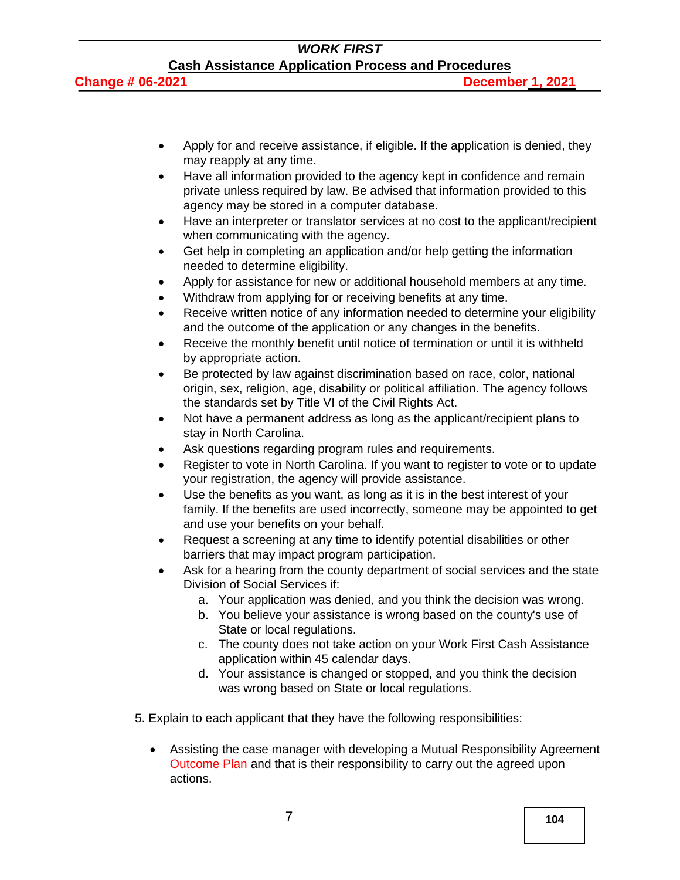- Apply for and receive assistance, if eligible. If the application is denied, they may reapply at any time.
- Have all information provided to the agency kept in confidence and remain private unless required by law. Be advised that information provided to this agency may be stored in a computer database.
- Have an interpreter or translator services at no cost to the applicant/recipient when communicating with the agency.
- Get help in completing an application and/or help getting the information needed to determine eligibility.
- Apply for assistance for new or additional household members at any time.
- Withdraw from applying for or receiving benefits at any time.
- Receive written notice of any information needed to determine your eligibility and the outcome of the application or any changes in the benefits.
- Receive the monthly benefit until notice of termination or until it is withheld by appropriate action.
- Be protected by law against discrimination based on race, color, national origin, sex, religion, age, disability or political affiliation. The agency follows the standards set by Title VI of the Civil Rights Act.
- Not have a permanent address as long as the applicant/recipient plans to stay in North Carolina.
- Ask questions regarding program rules and requirements.
- Register to vote in North Carolina. If you want to register to vote or to update your registration, the agency will provide assistance.
- Use the benefits as you want, as long as it is in the best interest of your family. If the benefits are used incorrectly, someone may be appointed to get and use your benefits on your behalf.
- Request a screening at any time to identify potential disabilities or other barriers that may impact program participation.
- Ask for a hearing from the county department of social services and the state Division of Social Services if:
    a. Your application was denied, and you think the decision was wrong.
    b. You believe your assistance is wrong based on the county's use of State or local regulations.
    c. The county does not take action on your Work First Cash Assistance application within 45 calendar days.
    d. Your assistance is changed or stopped, and you think the decision was wrong based on State or local regulations.

5. Explain to each applicant that they have the following responsibilities:

- Assisting the case manager with developing a Mutual Responsibility Agreement Outcome Plan and that is their responsibility to carry out the agreed upon actions.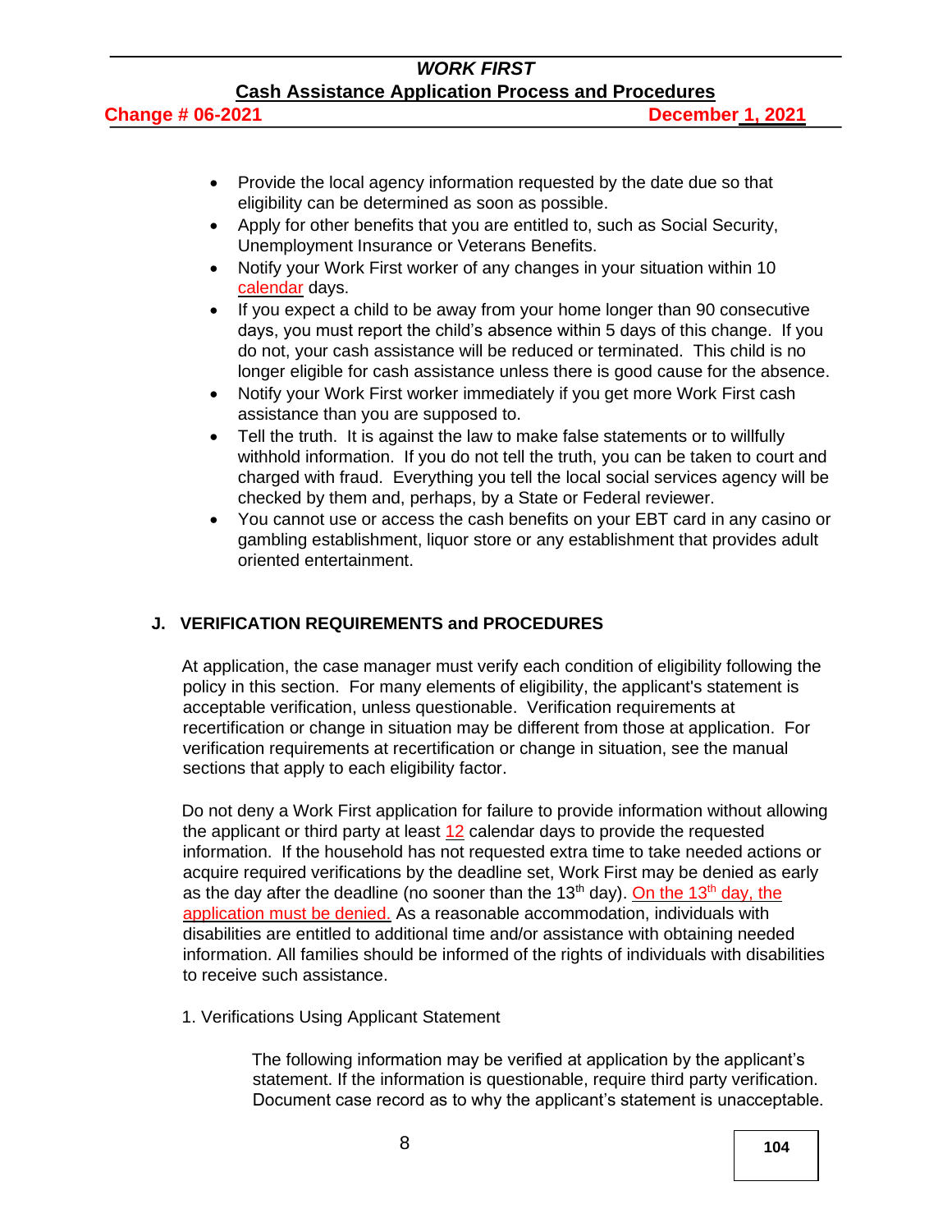- Provide the local agency information requested by the date due so that eligibility can be determined as soon as possible.
- Apply for other benefits that you are entitled to, such as Social Security, Unemployment Insurance or Veterans Benefits.
- Notify your Work First worker of any changes in your situation within 10 calendar days.
- If you expect a child to be away from your home longer than 90 consecutive days, you must report the child's absence within 5 days of this change. If you do not, your cash assistance will be reduced or terminated. This child is no longer eligible for cash assistance unless there is good cause for the absence.
- Notify your Work First worker immediately if you get more Work First cash assistance than you are supposed to.
- Tell the truth. It is against the law to make false statements or to willfully withhold information. If you do not tell the truth, you can be taken to court and charged with fraud. Everything you tell the local social services agency will be checked by them and, perhaps, by a State or Federal reviewer.
- You cannot use or access the cash benefits on your EBT card in any casino or gambling establishment, liquor store or any establishment that provides adult oriented entertainment.

## J. VERIFICATION REQUIREMENTS and PROCEDURES

At application, the case manager must verify each condition of eligibility following the policy in this section. For many elements of eligibility, the applicant's statement is acceptable verification, unless questionable. Verification requirements at recertification or change in situation may be different from those at application. For verification requirements at recertification or change in situation, see the manual sections that apply to each eligibility factor.

Do not deny a Work First application for failure to provide information without allowing the applicant or third party at least 12 calendar days to provide the requested information. If the household has not requested extra time to take needed actions or acquire required verifications by the deadline set, Work First may be denied as early as the day after the deadline (no sooner than the 13th day). On the 13th day, the application must be denied. As a reasonable accommodation, individuals with disabilities are entitled to additional time and/or assistance with obtaining needed information. All families should be informed of the rights of individuals with disabilities to receive such assistance.

1. Verifications Using Applicant Statement

The following information may be verified at application by the applicant's statement. If the information is questionable, require third party verification. Document case record as to why the applicant's statement is unacceptable.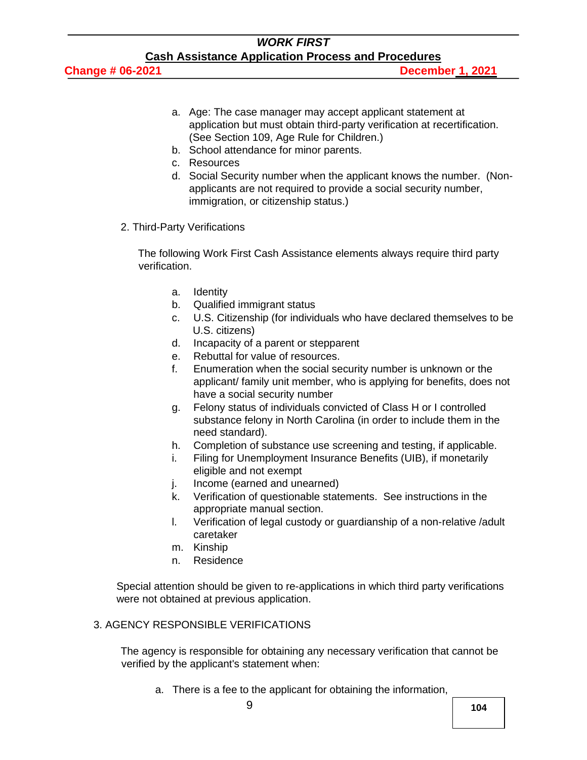a. Age: The case manager may accept applicant statement at application but must obtain third-party verification at recertification. (See Section 109, Age Rule for Children.)
b. School attendance for minor parents.
c. Resources
d. Social Security number when the applicant knows the number. (Non-applicants are not required to provide a social security number, immigration, or citizenship status.)

2. Third-Party Verifications

The following Work First Cash Assistance elements always require third party verification.

a. Identity
b. Qualified immigrant status
c. U.S. Citizenship (for individuals who have declared themselves to be U.S. citizens)
d. Incapacity of a parent or stepparent
e. Rebuttal for value of resources.
f. Enumeration when the social security number is unknown or the applicant/ family unit member, who is applying for benefits, does not have a social security number
g. Felony status of individuals convicted of Class H or I controlled substance felony in North Carolina (in order to include them in the need standard).
h. Completion of substance use screening and testing, if applicable.
i. Filing for Unemployment Insurance Benefits (UIB), if monetarily eligible and not exempt
j. Income (earned and unearned)
k. Verification of questionable statements. See instructions in the appropriate manual section.
l. Verification of legal custody or guardianship of a non-relative /adult caretaker
m. Kinship
n. Residence

Special attention should be given to re-applications in which third party verifications were not obtained at previous application.

3. AGENCY RESPONSIBLE VERIFICATIONS

The agency is responsible for obtaining any necessary verification that cannot be verified by the applicant's statement when:

a. There is a fee to the applicant for obtaining the information,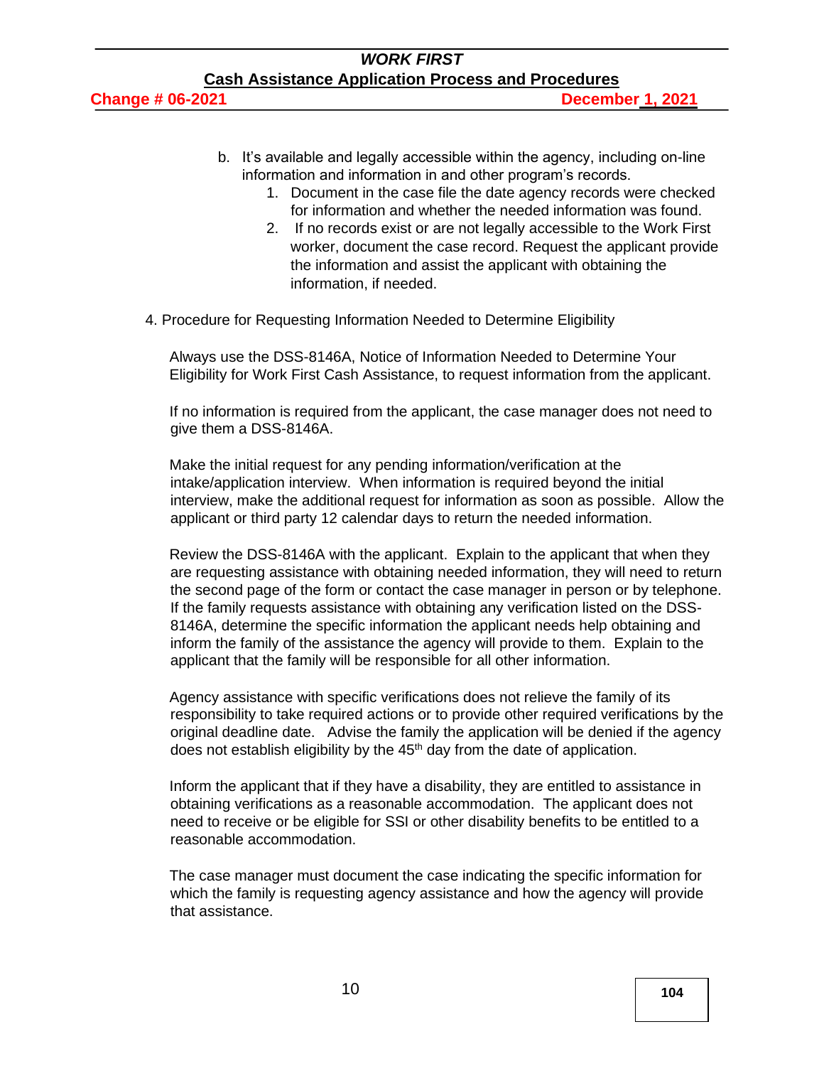b. It's available and legally accessible within the agency, including on-line information and information in and other program's records.
    1. Document in the case file the date agency records were checked for information and whether the needed information was found.
    2. If no records exist or are not legally accessible to the Work First worker, document the case record. Request the applicant provide the information and assist the applicant with obtaining the information, if needed.

4. Procedure for Requesting Information Needed to Determine Eligibility

Always use the DSS-8146A, Notice of Information Needed to Determine Your Eligibility for Work First Cash Assistance, to request information from the applicant.

If no information is required from the applicant, the case manager does not need to give them a DSS-8146A.

Make the initial request for any pending information/verification at the intake/application interview. When information is required beyond the initial interview, make the additional request for information as soon as possible. Allow the applicant or third party 12 calendar days to return the needed information.

Review the DSS-8146A with the applicant. Explain to the applicant that when they are requesting assistance with obtaining needed information, they will need to return the second page of the form or contact the case manager in person or by telephone. If the family requests assistance with obtaining any verification listed on the DSS-8146A, determine the specific information the applicant needs help obtaining and inform the family of the assistance the agency will provide to them. Explain to the applicant that the family will be responsible for all other information.

Agency assistance with specific verifications does not relieve the family of its responsibility to take required actions or to provide other required verifications by the original deadline date. Advise the family the application will be denied if the agency does not establish eligibility by the 45th day from the date of application.

Inform the applicant that if they have a disability, they are entitled to assistance in obtaining verifications as a reasonable accommodation. The applicant does not need to receive or be eligible for SSI or other disability benefits to be entitled to a reasonable accommodation.

The case manager must document the case indicating the specific information for which the family is requesting agency assistance and how the agency will provide that assistance.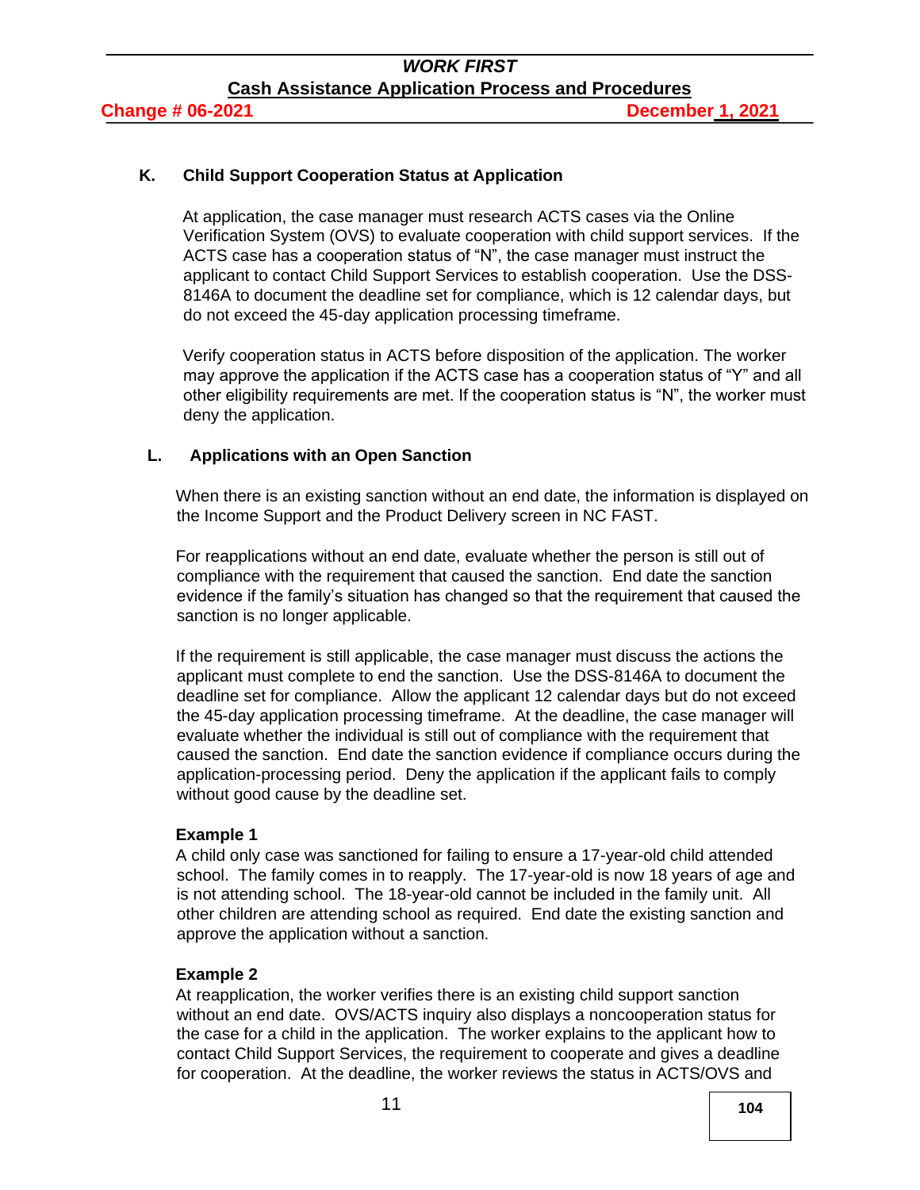### K. Child Support Cooperation Status at Application

At application, the case manager must research ACTS cases via the Online Verification System (OVS) to evaluate cooperation with child support services. If the ACTS case has a cooperation status of "N", the case manager must instruct the applicant to contact Child Support Services to establish cooperation. Use the DSS-8146A to document the deadline set for compliance, which is 12 calendar days, but do not exceed the 45-day application processing timeframe.

Verify cooperation status in ACTS before disposition of the application. The worker may approve the application if the ACTS case has a cooperation status of "Y" and all other eligibility requirements are met. If the cooperation status is "N", the worker must deny the application.

### L. Applications with an Open Sanction

When there is an existing sanction without an end date, the information is displayed on the Income Support and the Product Delivery screen in NC FAST.

For reapplications without an end date, evaluate whether the person is still out of compliance with the requirement that caused the sanction. End date the sanction evidence if the family's situation has changed so that the requirement that caused the sanction is no longer applicable.

If the requirement is still applicable, the case manager must discuss the actions the applicant must complete to end the sanction. Use the DSS-8146A to document the deadline set for compliance. Allow the applicant 12 calendar days but do not exceed the 45-day application processing timeframe. At the deadline, the case manager will evaluate whether the individual is still out of compliance with the requirement that caused the sanction. End date the sanction evidence if compliance occurs during the application-processing period. Deny the application if the applicant fails to comply without good cause by the deadline set.

**Example 1**
A child only case was sanctioned for failing to ensure a 17-year-old child attended school. The family comes in to reapply. The 17-year-old is now 18 years of age and is not attending school. The 18-year-old cannot be included in the family unit. All other children are attending school as required. End date the existing sanction and approve the application without a sanction.

**Example 2**
At reapplication, the worker verifies there is an existing child support sanction without an end date. OVS/ACTS inquiry also displays a noncooperation status for the case for a child in the application. The worker explains to the applicant how to contact Child Support Services, the requirement to cooperate and gives a deadline for cooperation. At the deadline, the worker reviews the status in ACTS/OVS and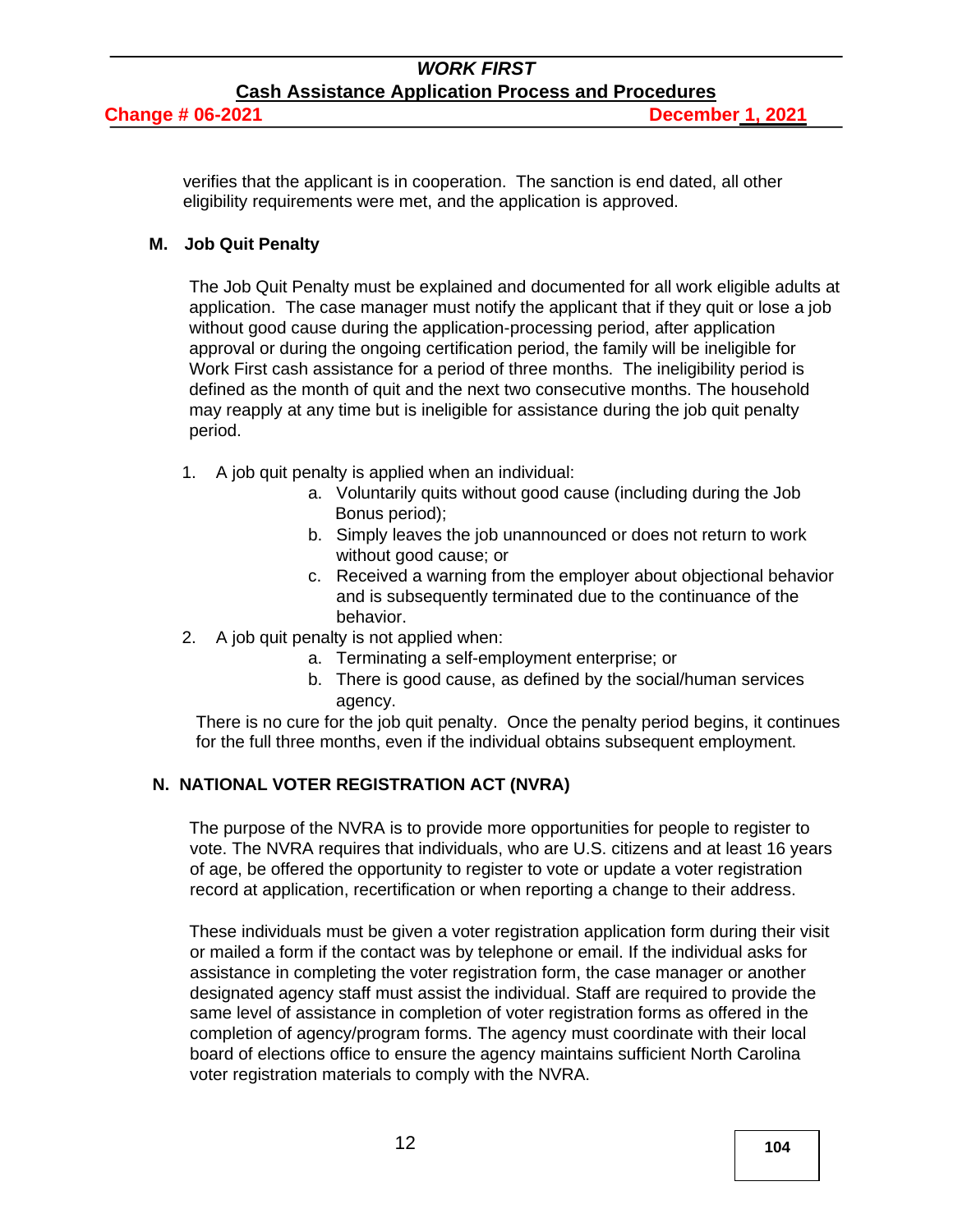verifies that the applicant is in cooperation. The sanction is end dated, all other eligibility requirements were met, and the application is approved.

## M. Job Quit Penalty

The Job Quit Penalty must be explained and documented for all work eligible adults at application. The case manager must notify the applicant that if they quit or lose a job without good cause during the application-processing period, after application approval or during the ongoing certification period, the family will be ineligible for Work First cash assistance for a period of three months. The ineligibility period is defined as the month of quit and the next two consecutive months. The household may reapply at any time but is ineligible for assistance during the job quit penalty period.

1. A job quit penalty is applied when an individual:
   a. Voluntarily quits without good cause (including during the Job Bonus period);
   b. Simply leaves the job unannounced or does not return to work without good cause; or
   c. Received a warning from the employer about objectional behavior and is subsequently terminated due to the continuance of the behavior.
2. A job quit penalty is not applied when:
   a. Terminating a self-employment enterprise; or
   b. There is good cause, as defined by the social/human services agency.

There is no cure for the job quit penalty. Once the penalty period begins, it continues for the full three months, even if the individual obtains subsequent employment.

## N. NATIONAL VOTER REGISTRATION ACT (NVRA)

The purpose of the NVRA is to provide more opportunities for people to register to vote. The NVRA requires that individuals, who are U.S. citizens and at least 16 years of age, be offered the opportunity to register to vote or update a voter registration record at application, recertification or when reporting a change to their address.

These individuals must be given a voter registration application form during their visit or mailed a form if the contact was by telephone or email. If the individual asks for assistance in completing the voter registration form, the case manager or another designated agency staff must assist the individual. Staff are required to provide the same level of assistance in completion of voter registration forms as offered in the completion of agency/program forms. The agency must coordinate with their local board of elections office to ensure the agency maintains sufficient North Carolina voter registration materials to comply with the NVRA.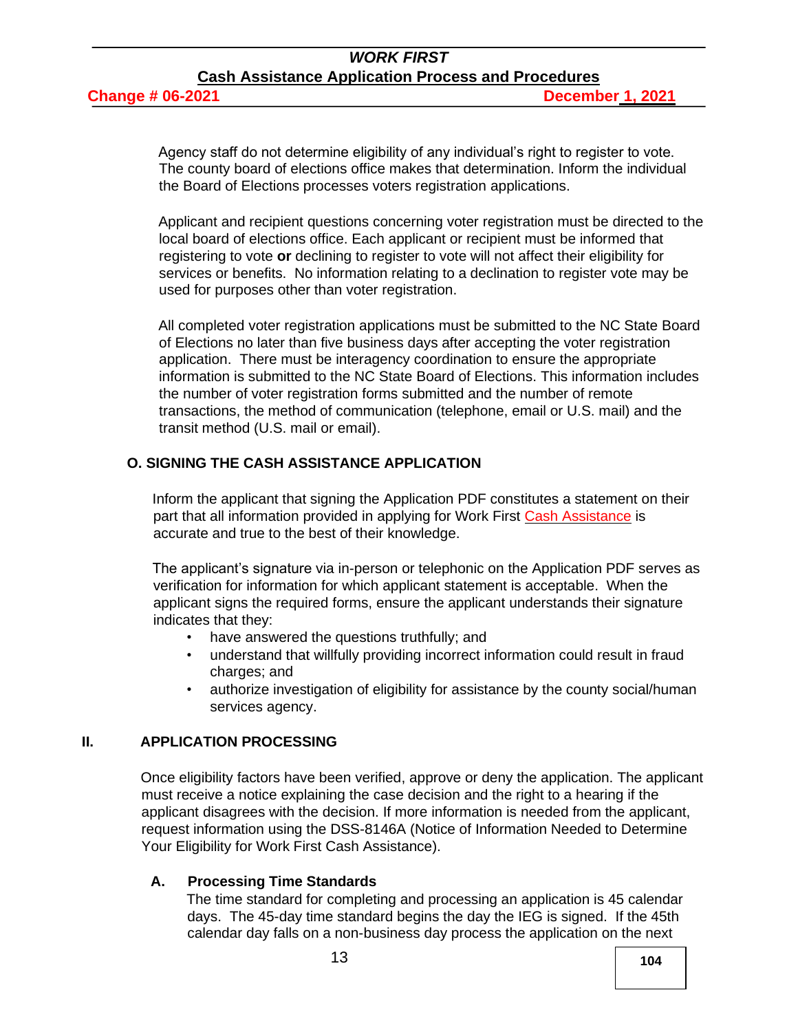Agency staff do not determine eligibility of any individual's right to register to vote. The county board of elections office makes that determination. Inform the individual the Board of Elections processes voters registration applications.

Applicant and recipient questions concerning voter registration must be directed to the local board of elections office. Each applicant or recipient must be informed that registering to vote **or** declining to register to vote will not affect their eligibility for services or benefits. No information relating to a declination to register vote may be used for purposes other than voter registration.

All completed voter registration applications must be submitted to the NC State Board of Elections no later than five business days after accepting the voter registration application. There must be interagency coordination to ensure the appropriate information is submitted to the NC State Board of Elections. This information includes the number of voter registration forms submitted and the number of remote transactions, the method of communication (telephone, email or U.S. mail) and the transit method (U.S. mail or email).

### O. SIGNING THE CASH ASSISTANCE APPLICATION

Inform the applicant that signing the Application PDF constitutes a statement on their part that all information provided in applying for Work First Cash Assistance is accurate and true to the best of their knowledge.

The applicant's signature via in-person or telephonic on the Application PDF serves as verification for information for which applicant statement is acceptable. When the applicant signs the required forms, ensure the applicant understands their signature indicates that they:

- have answered the questions truthfully; and
- understand that willfully providing incorrect information could result in fraud charges; and
- authorize investigation of eligibility for assistance by the county social/human services agency.

## II. APPLICATION PROCESSING

Once eligibility factors have been verified, approve or deny the application. The applicant must receive a notice explaining the case decision and the right to a hearing if the applicant disagrees with the decision. If more information is needed from the applicant, request information using the DSS-8146A (Notice of Information Needed to Determine Your Eligibility for Work First Cash Assistance).

### A. Processing Time Standards

The time standard for completing and processing an application is 45 calendar days. The 45-day time standard begins the day the IEG is signed. If the 45th calendar day falls on a non-business day process the application on the next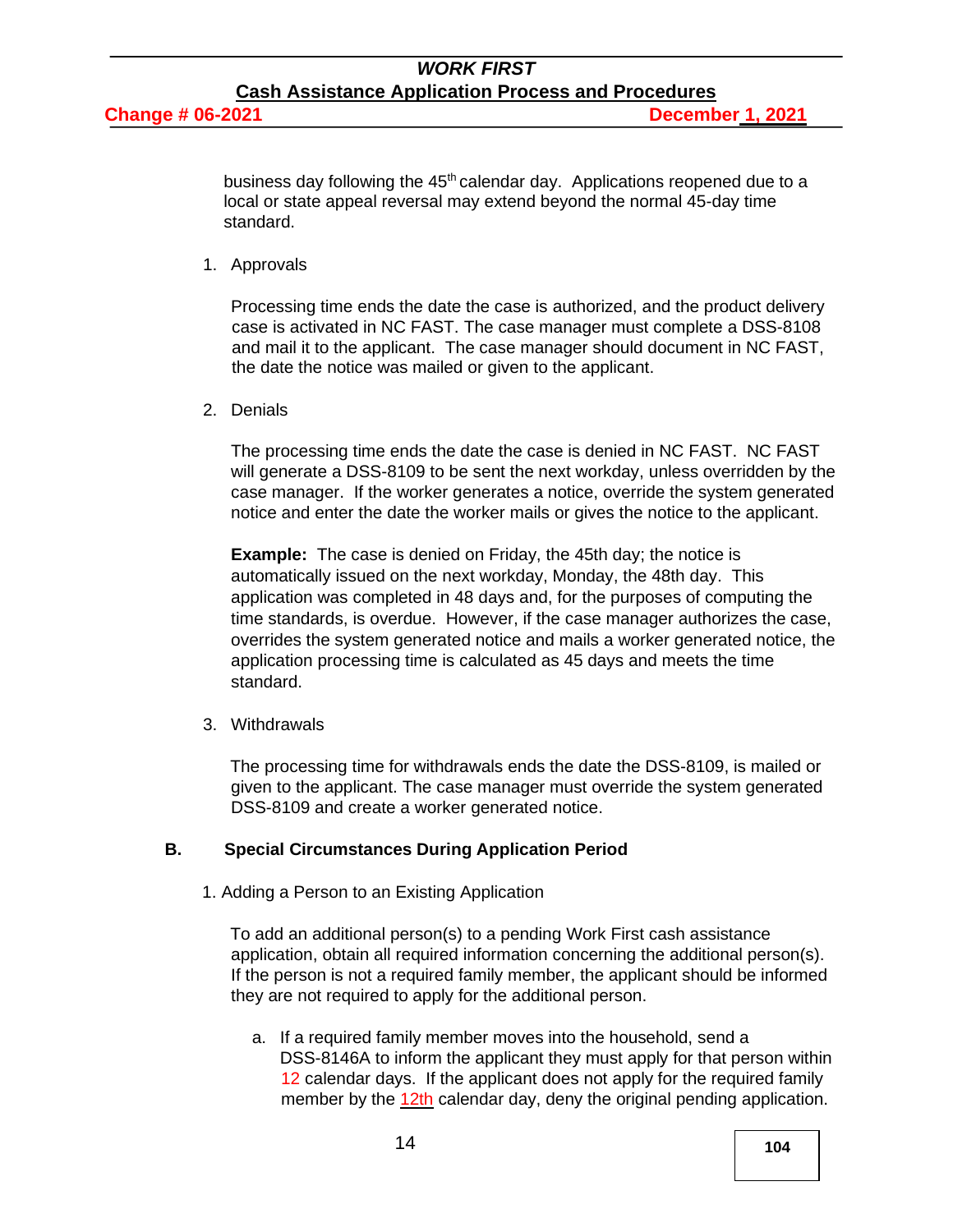business day following the 45th calendar day. Applications reopened due to a local or state appeal reversal may extend beyond the normal 45-day time standard.

1. Approvals

   Processing time ends the date the case is authorized, and the product delivery case is activated in NC FAST. The case manager must complete a DSS-8108 and mail it to the applicant. The case manager should document in NC FAST, the date the notice was mailed or given to the applicant.

2. Denials

   The processing time ends the date the case is denied in NC FAST. NC FAST will generate a DSS-8109 to be sent the next workday, unless overridden by the case manager. If the worker generates a notice, override the system generated notice and enter the date the worker mails or gives the notice to the applicant.

   **Example:** The case is denied on Friday, the 45th day; the notice is automatically issued on the next workday, Monday, the 48th day. This application was completed in 48 days and, for the purposes of computing the time standards, is overdue. However, if the case manager authorizes the case, overrides the system generated notice and mails a worker generated notice, the application processing time is calculated as 45 days and meets the time standard.

3. Withdrawals

   The processing time for withdrawals ends the date the DSS-8109, is mailed or given to the applicant. The case manager must override the system generated DSS-8109 and create a worker generated notice.

## B. Special Circumstances During Application Period

1. Adding a Person to an Existing Application

   To add an additional person(s) to a pending Work First cash assistance application, obtain all required information concerning the additional person(s). If the person is not a required family member, the applicant should be informed they are not required to apply for the additional person.

   a. If a required family member moves into the household, send a DSS-8146A to inform the applicant they must apply for that person within 12 calendar days. If the applicant does not apply for the required family member by the 12th calendar day, deny the original pending application.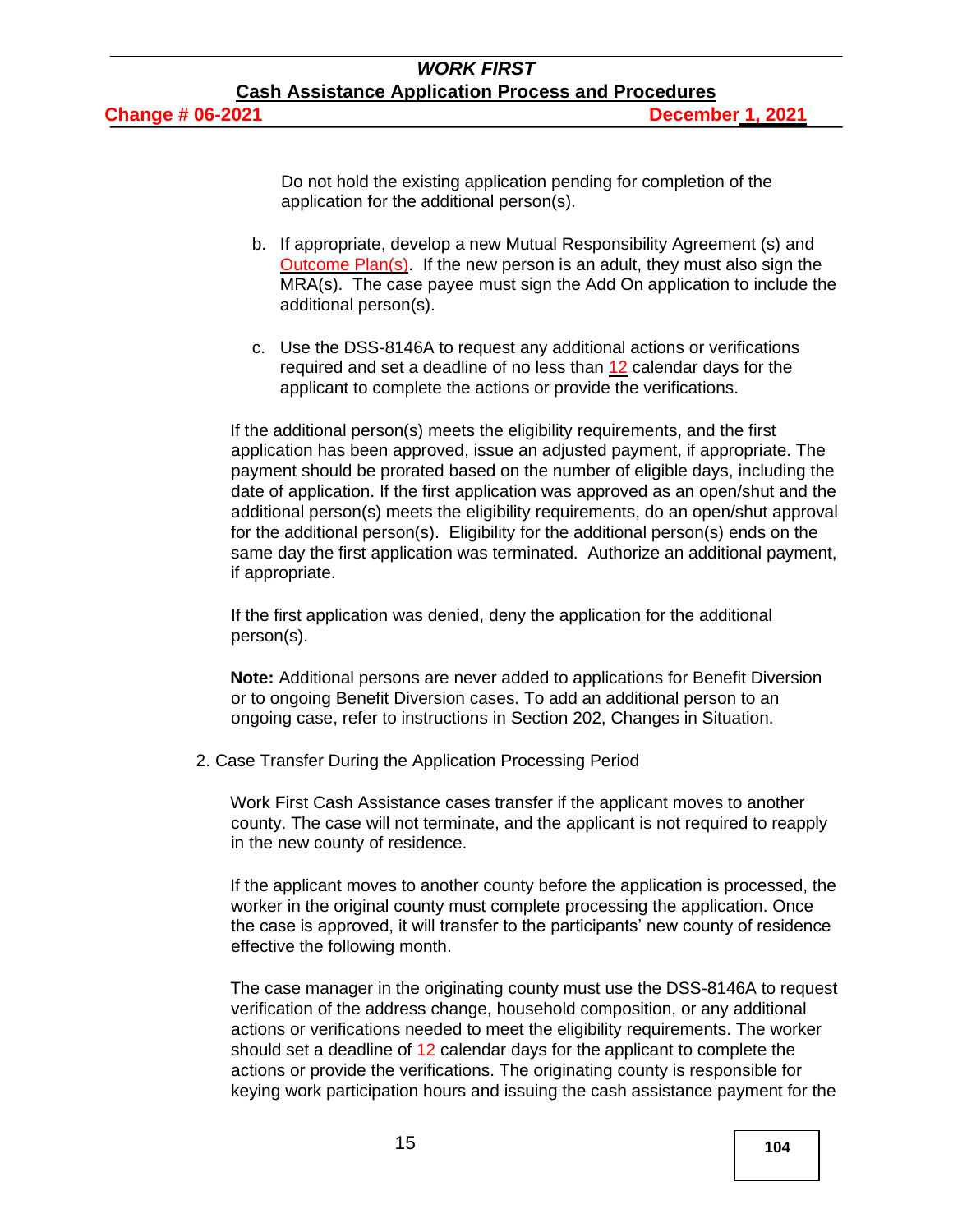Do not hold the existing application pending for completion of the application for the additional person(s).

b. If appropriate, develop a new Mutual Responsibility Agreement (s) and Outcome Plan(s). If the new person is an adult, they must also sign the MRA(s). The case payee must sign the Add On application to include the additional person(s).

c. Use the DSS-8146A to request any additional actions or verifications required and set a deadline of no less than 12 calendar days for the applicant to complete the actions or provide the verifications.

If the additional person(s) meets the eligibility requirements, and the first application has been approved, issue an adjusted payment, if appropriate. The payment should be prorated based on the number of eligible days, including the date of application. If the first application was approved as an open/shut and the additional person(s) meets the eligibility requirements, do an open/shut approval for the additional person(s). Eligibility for the additional person(s) ends on the same day the first application was terminated. Authorize an additional payment, if appropriate.

If the first application was denied, deny the application for the additional person(s).

**Note:** Additional persons are never added to applications for Benefit Diversion or to ongoing Benefit Diversion cases. To add an additional person to an ongoing case, refer to instructions in Section 202, Changes in Situation.

2. Case Transfer During the Application Processing Period

Work First Cash Assistance cases transfer if the applicant moves to another county. The case will not terminate, and the applicant is not required to reapply in the new county of residence.

If the applicant moves to another county before the application is processed, the worker in the original county must complete processing the application. Once the case is approved, it will transfer to the participants' new county of residence effective the following month.

The case manager in the originating county must use the DSS-8146A to request verification of the address change, household composition, or any additional actions or verifications needed to meet the eligibility requirements. The worker should set a deadline of 12 calendar days for the applicant to complete the actions or provide the verifications. The originating county is responsible for keying work participation hours and issuing the cash assistance payment for the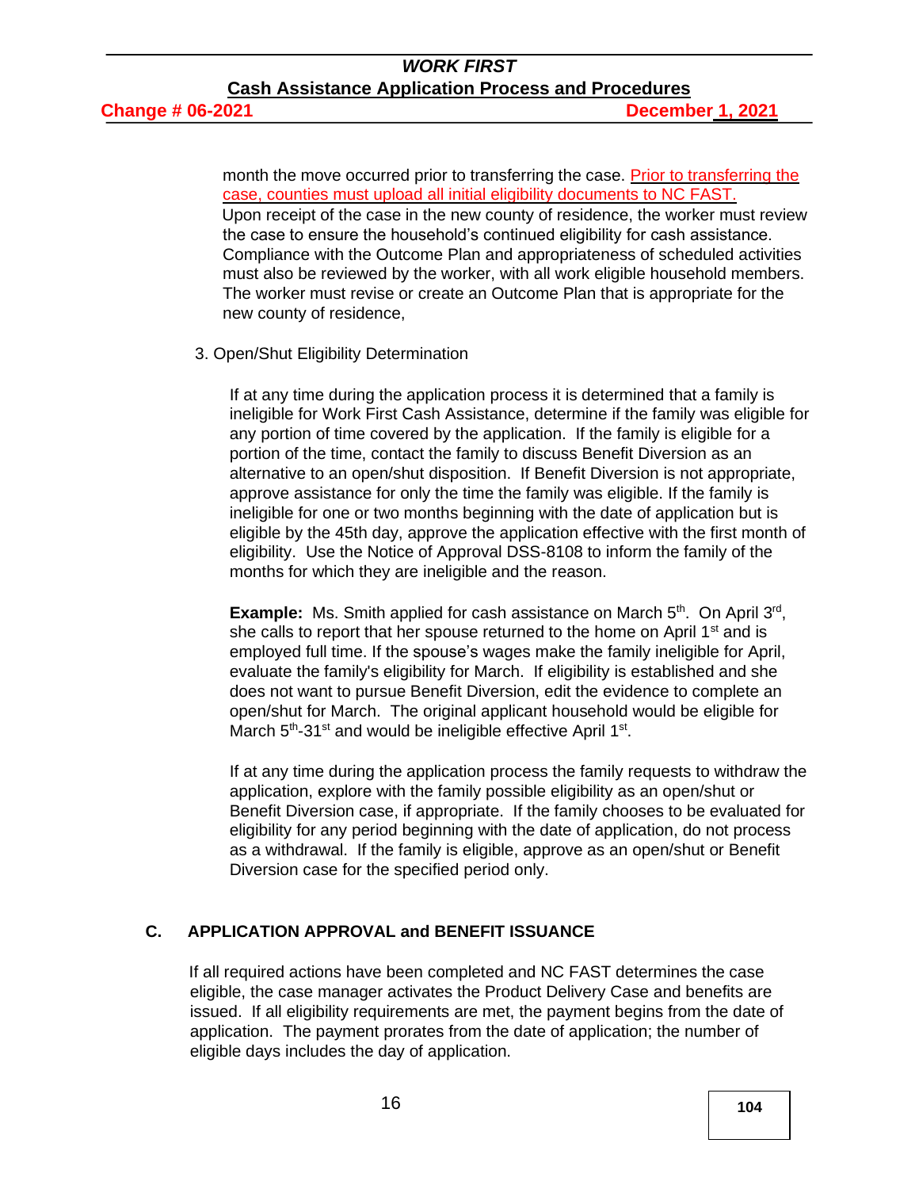month the move occurred prior to transferring the case. Prior to transferring the case, counties must upload all initial eligibility documents to NC FAST.
Upon receipt of the case in the new county of residence, the worker must review the case to ensure the household's continued eligibility for cash assistance. Compliance with the Outcome Plan and appropriateness of scheduled activities must also be reviewed by the worker, with all work eligible household members. The worker must revise or create an Outcome Plan that is appropriate for the new county of residence,

3. Open/Shut Eligibility Determination

If at any time during the application process it is determined that a family is ineligible for Work First Cash Assistance, determine if the family was eligible for any portion of time covered by the application. If the family is eligible for a portion of the time, contact the family to discuss Benefit Diversion as an alternative to an open/shut disposition. If Benefit Diversion is not appropriate, approve assistance for only the time the family was eligible. If the family is ineligible for one or two months beginning with the date of application but is eligible by the 45th day, approve the application effective with the first month of eligibility. Use the Notice of Approval DSS-8108 to inform the family of the months for which they are ineligible and the reason.

**Example:** Ms. Smith applied for cash assistance on March 5th. On April 3rd, she calls to report that her spouse returned to the home on April 1st and is employed full time. If the spouse's wages make the family ineligible for April, evaluate the family's eligibility for March. If eligibility is established and she does not want to pursue Benefit Diversion, edit the evidence to complete an open/shut for March. The original applicant household would be eligible for March 5th-31st and would be ineligible effective April 1st.

If at any time during the application process the family requests to withdraw the application, explore with the family possible eligibility as an open/shut or Benefit Diversion case, if appropriate. If the family chooses to be evaluated for eligibility for any period beginning with the date of application, do not process as a withdrawal. If the family is eligible, approve as an open/shut or Benefit Diversion case for the specified period only.

## C. APPLICATION APPROVAL and BENEFIT ISSUANCE

If all required actions have been completed and NC FAST determines the case eligible, the case manager activates the Product Delivery Case and benefits are issued. If all eligibility requirements are met, the payment begins from the date of application. The payment prorates from the date of application; the number of eligible days includes the day of application.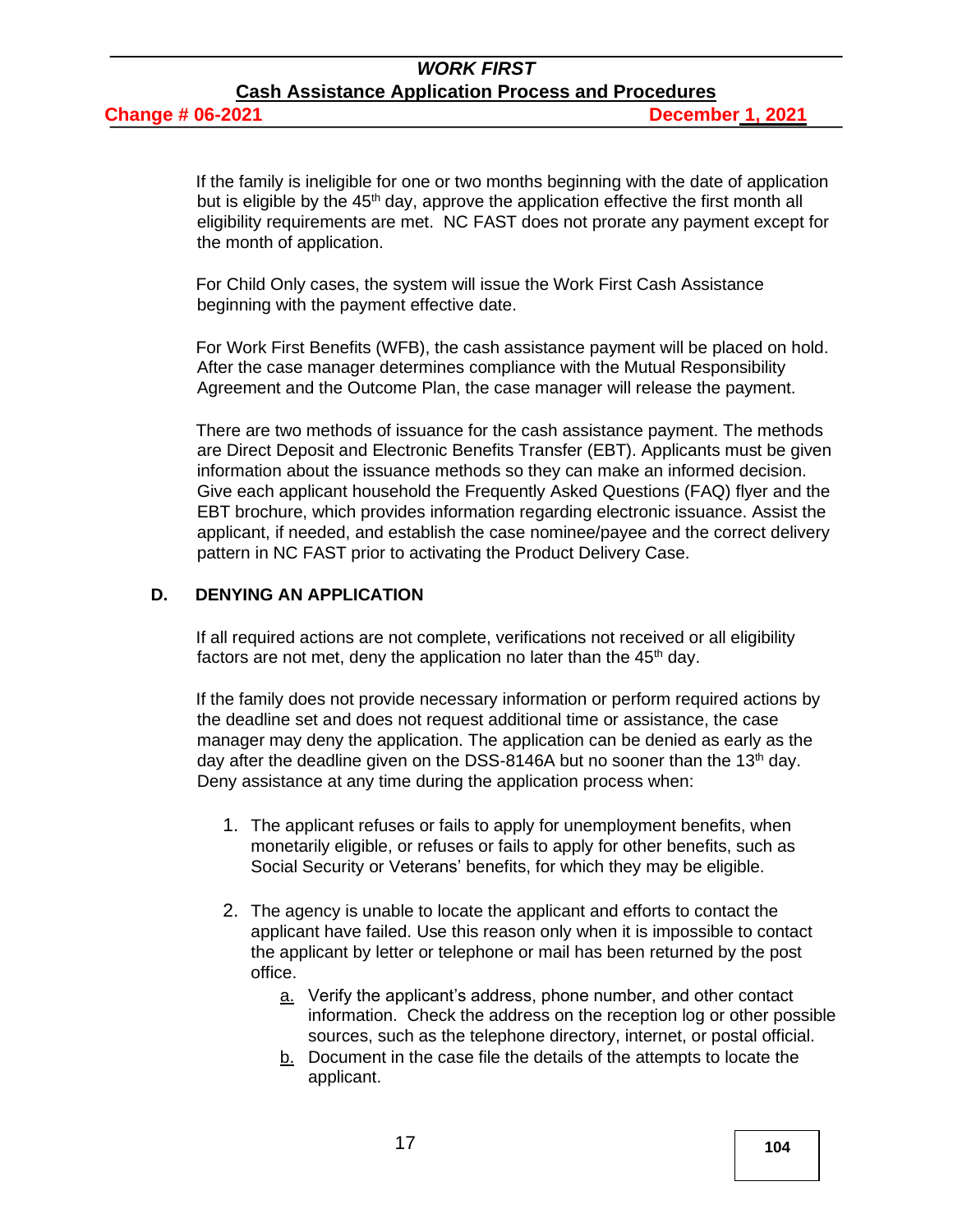If the family is ineligible for one or two months beginning with the date of application but is eligible by the 45th day, approve the application effective the first month all eligibility requirements are met. NC FAST does not prorate any payment except for the month of application.

For Child Only cases, the system will issue the Work First Cash Assistance beginning with the payment effective date.

For Work First Benefits (WFB), the cash assistance payment will be placed on hold. After the case manager determines compliance with the Mutual Responsibility Agreement and the Outcome Plan, the case manager will release the payment.

There are two methods of issuance for the cash assistance payment. The methods are Direct Deposit and Electronic Benefits Transfer (EBT). Applicants must be given information about the issuance methods so they can make an informed decision. Give each applicant household the Frequently Asked Questions (FAQ) flyer and the EBT brochure, which provides information regarding electronic issuance. Assist the applicant, if needed, and establish the case nominee/payee and the correct delivery pattern in NC FAST prior to activating the Product Delivery Case.

## D. DENYING AN APPLICATION

If all required actions are not complete, verifications not received or all eligibility factors are not met, deny the application no later than the 45th day.

If the family does not provide necessary information or perform required actions by the deadline set and does not request additional time or assistance, the case manager may deny the application. The application can be denied as early as the day after the deadline given on the DSS-8146A but no sooner than the 13th day. Deny assistance at any time during the application process when:

1. The applicant refuses or fails to apply for unemployment benefits, when monetarily eligible, or refuses or fails to apply for other benefits, such as Social Security or Veterans' benefits, for which they may be eligible.

2. The agency is unable to locate the applicant and efforts to contact the applicant have failed. Use this reason only when it is impossible to contact the applicant by letter or telephone or mail has been returned by the post office.
   a. Verify the applicant's address, phone number, and other contact information. Check the address on the reception log or other possible sources, such as the telephone directory, internet, or postal official.
   b. Document in the case file the details of the attempts to locate the applicant.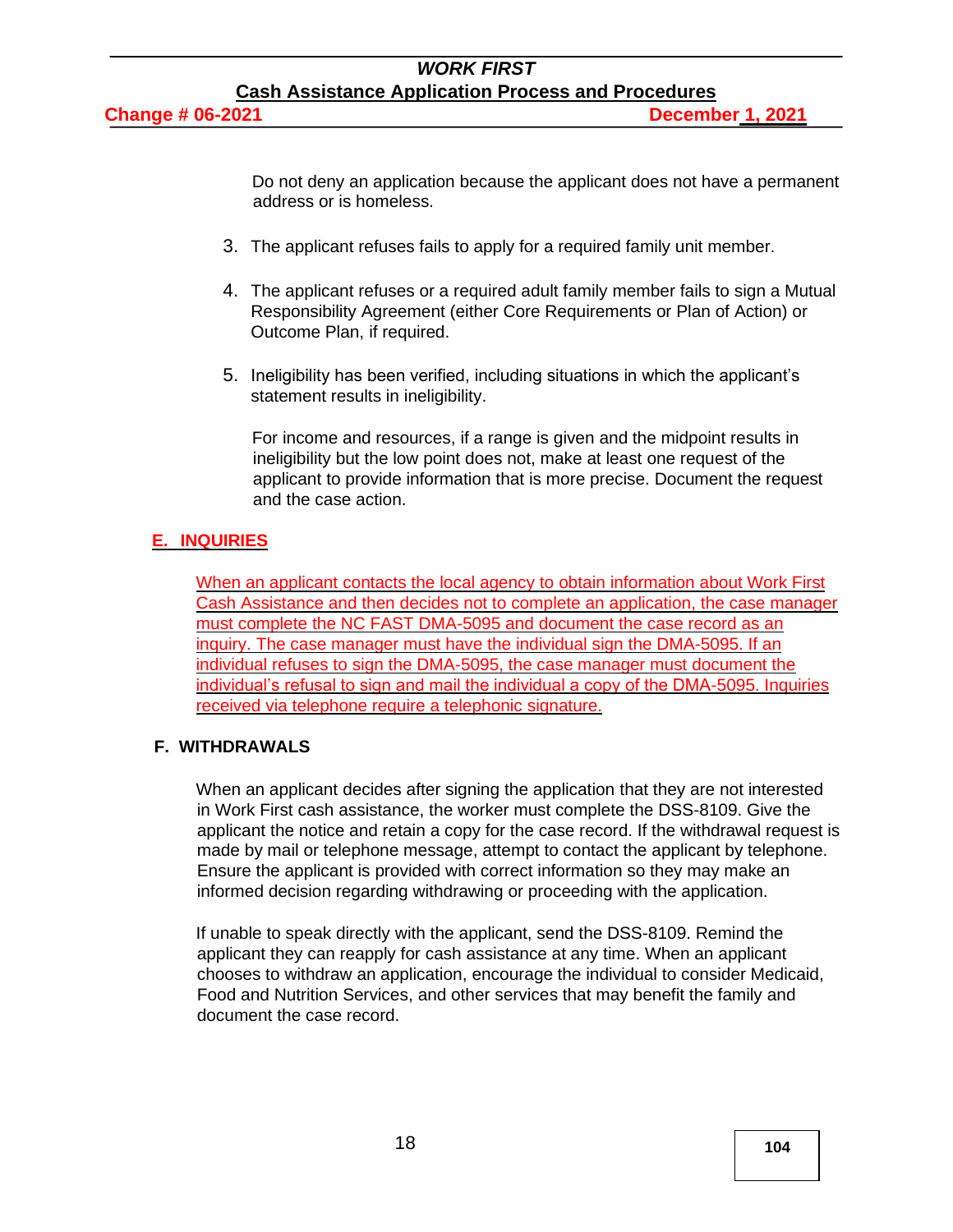Do not deny an application because the applicant does not have a permanent address or is homeless.

3. The applicant refuses fails to apply for a required family unit member.

4. The applicant refuses or a required adult family member fails to sign a Mutual Responsibility Agreement (either Core Requirements or Plan of Action) or Outcome Plan, if required.

5. Ineligibility has been verified, including situations in which the applicant's statement results in ineligibility.

   For income and resources, if a range is given and the midpoint results in ineligibility but the low point does not, make at least one request of the applicant to provide information that is more precise. Document the request and the case action.

## E. INQUIRIES

When an applicant contacts the local agency to obtain information about Work First Cash Assistance and then decides not to complete an application, the case manager must complete the NC FAST DMA-5095 and document the case record as an inquiry. The case manager must have the individual sign the DMA-5095. If an individual refuses to sign the DMA-5095, the case manager must document the individual's refusal to sign and mail the individual a copy of the DMA-5095. Inquiries received via telephone require a telephonic signature.

## F. WITHDRAWALS

When an applicant decides after signing the application that they are not interested in Work First cash assistance, the worker must complete the DSS-8109. Give the applicant the notice and retain a copy for the case record. If the withdrawal request is made by mail or telephone message, attempt to contact the applicant by telephone. Ensure the applicant is provided with correct information so they may make an informed decision regarding withdrawing or proceeding with the application.

If unable to speak directly with the applicant, send the DSS-8109. Remind the applicant they can reapply for cash assistance at any time. When an applicant chooses to withdraw an application, encourage the individual to consider Medicaid, Food and Nutrition Services, and other services that may benefit the family and document the case record.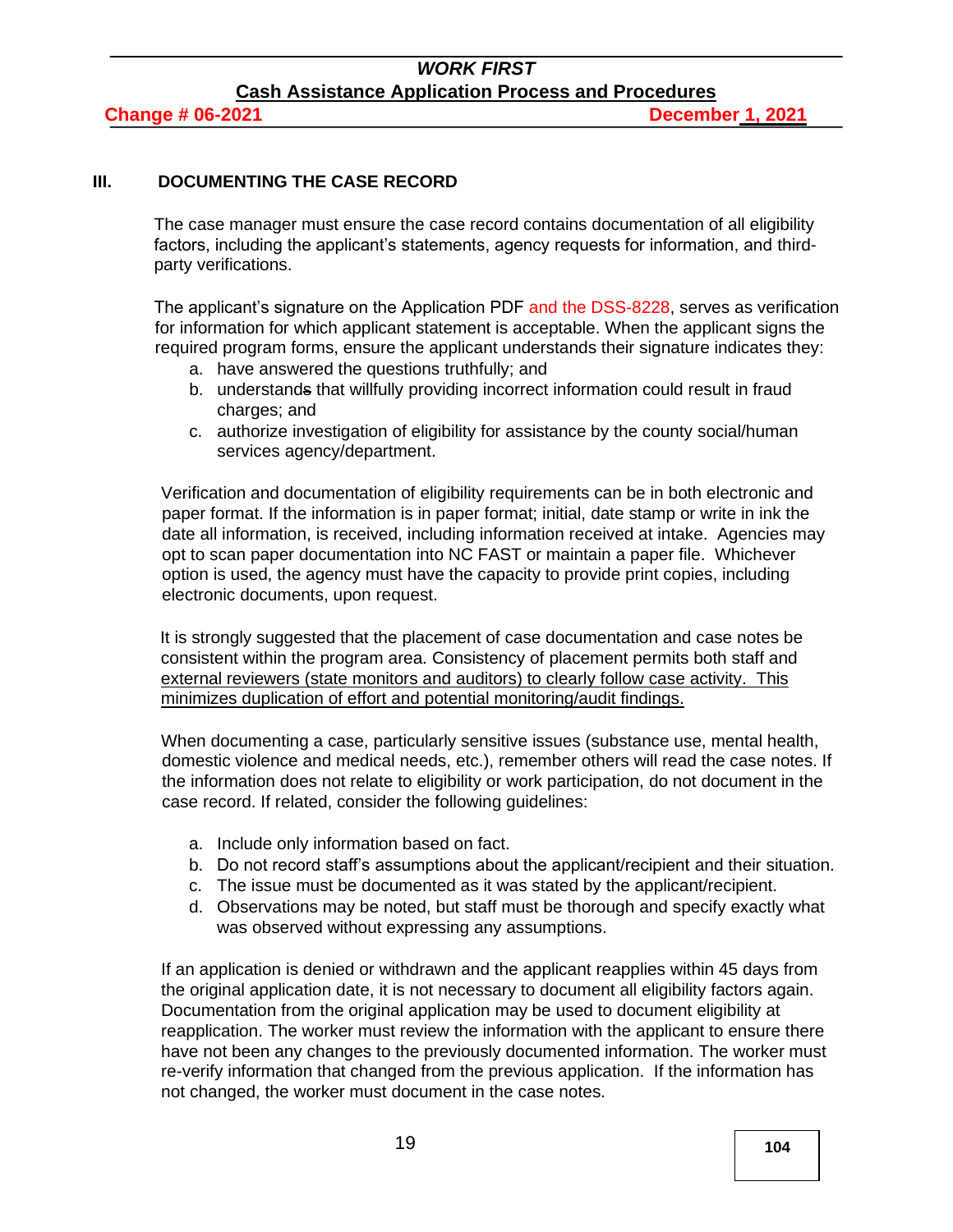## III. DOCUMENTING THE CASE RECORD

The case manager must ensure the case record contains documentation of all eligibility factors, including the applicant's statements, agency requests for information, and third-party verifications.

The applicant's signature on the Application PDF and the DSS-8228, serves as verification for information for which applicant statement is acceptable. When the applicant signs the required program forms, ensure the applicant understands their signature indicates they:

a. have answered the questions truthfully; and
b. understands that willfully providing incorrect information could result in fraud charges; and
c. authorize investigation of eligibility for assistance by the county social/human services agency/department.

Verification and documentation of eligibility requirements can be in both electronic and paper format. If the information is in paper format; initial, date stamp or write in ink the date all information, is received, including information received at intake. Agencies may opt to scan paper documentation into NC FAST or maintain a paper file. Whichever option is used, the agency must have the capacity to provide print copies, including electronic documents, upon request.

It is strongly suggested that the placement of case documentation and case notes be consistent within the program area. Consistency of placement permits both staff and external reviewers (state monitors and auditors) to clearly follow case activity. This minimizes duplication of effort and potential monitoring/audit findings.

When documenting a case, particularly sensitive issues (substance use, mental health, domestic violence and medical needs, etc.), remember others will read the case notes. If the information does not relate to eligibility or work participation, do not document in the case record. If related, consider the following guidelines:

a. Include only information based on fact.
b. Do not record staff's assumptions about the applicant/recipient and their situation.
c. The issue must be documented as it was stated by the applicant/recipient.
d. Observations may be noted, but staff must be thorough and specify exactly what was observed without expressing any assumptions.

If an application is denied or withdrawn and the applicant reapplies within 45 days from the original application date, it is not necessary to document all eligibility factors again. Documentation from the original application may be used to document eligibility at reapplication. The worker must review the information with the applicant to ensure there have not been any changes to the previously documented information. The worker must re-verify information that changed from the previous application. If the information has not changed, the worker must document in the case notes.